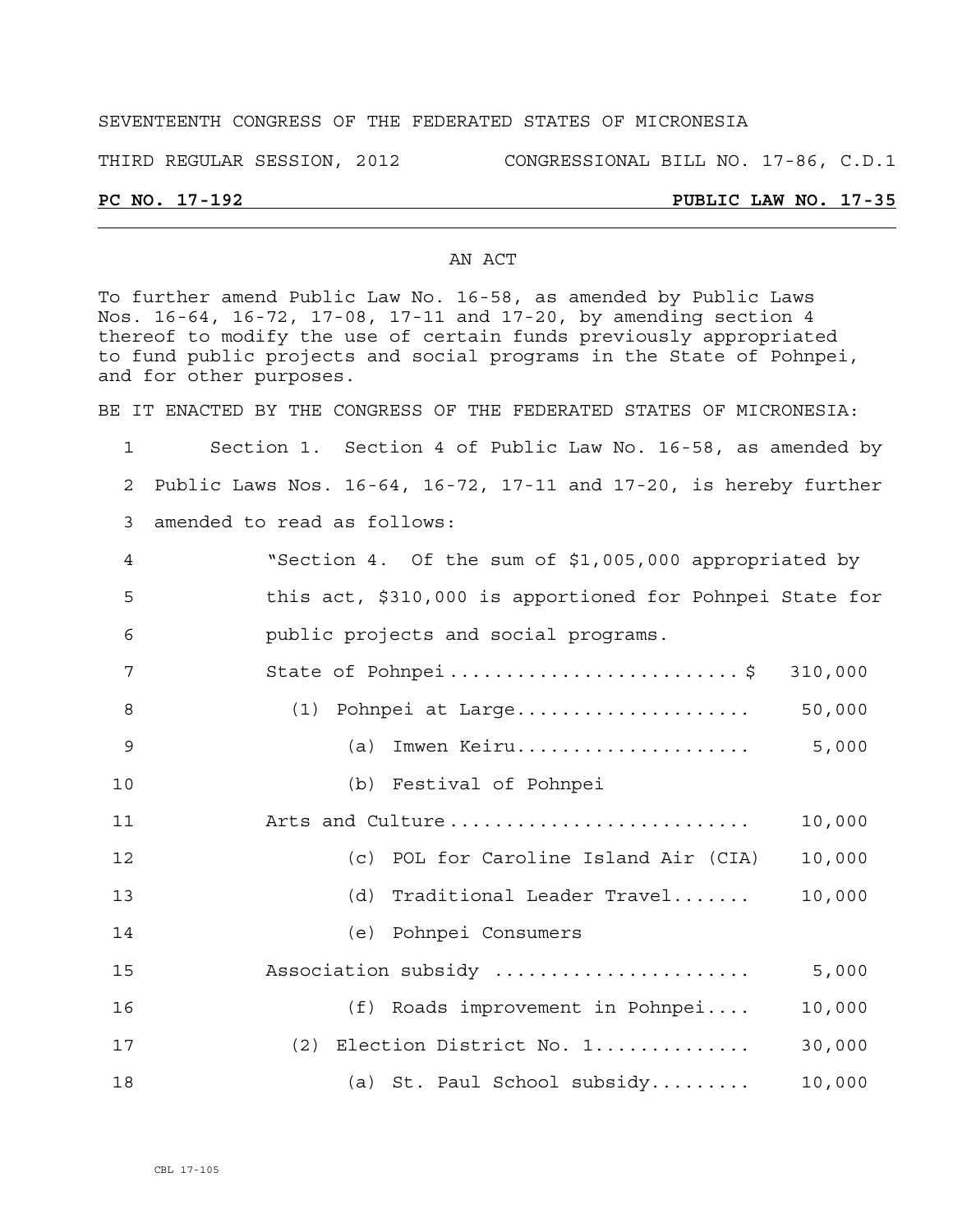SEVENTEENTH CONGRESS OF THE FEDERATED STATES OF MICRONESIA

THIRD REGULAR SESSION, 2012 CONGRESSIONAL BILL NO. 17-86, C.D.1

**PC NO. 17-192 PUBLIC LAW NO. 17-35**

AN ACT

To further amend Public Law No. 16-58, as amended by Public Laws Nos. 16-64, 16-72, 17-08, 17-11 and 17-20, by amending section 4 thereof to modify the use of certain funds previously appropriated to fund public projects and social programs in the State of Pohnpei, and for other purposes.

BE IT ENACTED BY THE CONGRESS OF THE FEDERATED STATES OF MICRONESIA:

1 Section 1. Section 4 of Public Law No. 16-58, as amended by
2 Public Laws Nos. 16-64, 16-72, 17-11 and 17-20, is hereby further
3 amended to read as follows:

4 "Section 4. Of the sum of $1,005,000 appropriated by
5 this act, $310,000 is apportioned for Pohnpei State for
6 public projects and social programs.

7 State of Pohnpei.......................... $ 310,000
8 (1) Pohnpei at Large..................... 50,000
9 (a) Imwen Keiru..................... 5,000
10 (b) Festival of Pohnpei
11 Arts and Culture.......................... 10,000
12 (c) POL for Caroline Island Air (CIA) 10,000
13 (d) Traditional Leader Travel....... 10,000
14 (e) Pohnpei Consumers
15 Association subsidy ...................... 5,000
16 (f) Roads improvement in Pohnpei.... 10,000
17 (2) Election District No. 1.............. 30,000
18 (a) St. Paul School subsidy......... 10,000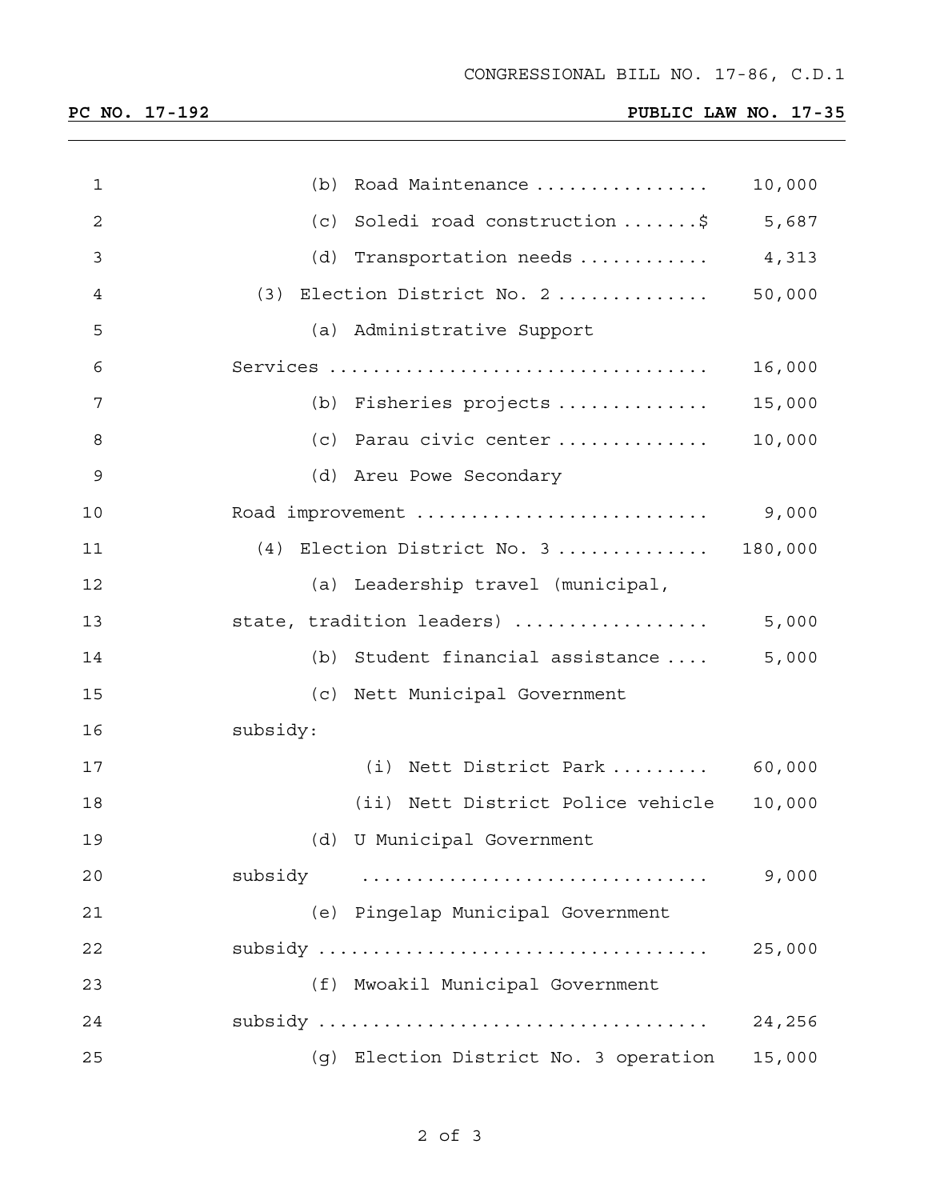(b) Road Maintenance ................ 10,000

(c) Soledi road construction .......$ 5,687

(d) Transportation needs ............ 4,313

(3) Election District No. 2 .............. 50,000

(a) Administrative Support Services .................................. 16,000

(b) Fisheries projects .............. 15,000

(c) Parau civic center .............. 10,000

(d) Areu Powe Secondary Road improvement ........................... 9,000

(4) Election District No. 3 .............. 180,000

(a) Leadership travel (municipal, state, tradition leaders) .................. 5,000

(b) Student financial assistance .... 5,000

(c) Nett Municipal Government subsidy:

(i) Nett District Park ......... 60,000

(ii) Nett District Police vehicle 10,000

(d) U Municipal Government subsidy ............................... 9,000

(e) Pingelap Municipal Government subsidy .................................. 25,000

(f) Mwoakil Municipal Government subsidy .................................. 24,256

(g) Election District No. 3 operation 15,000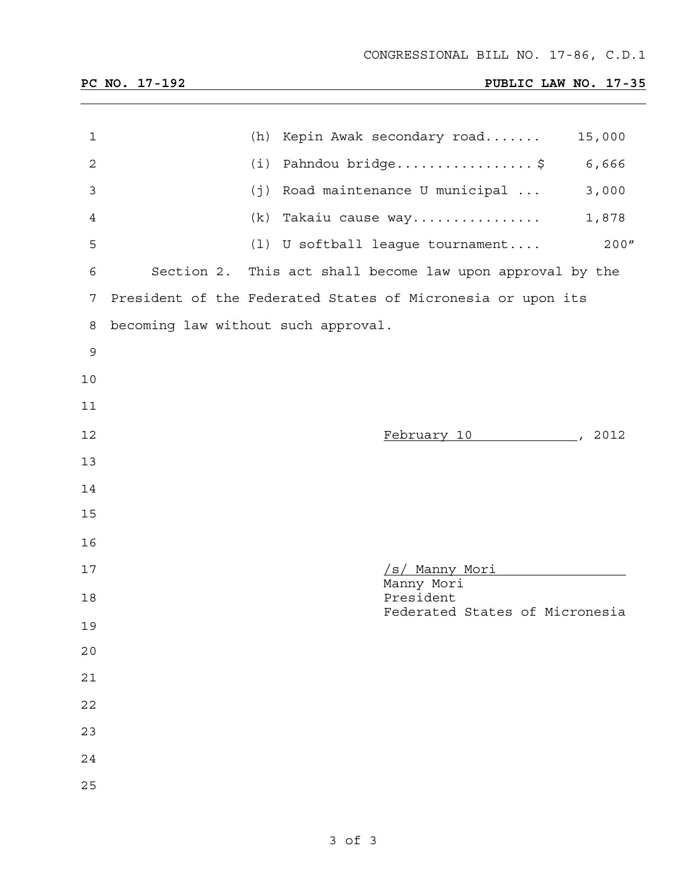CONGRESSIONAL BILL NO. 17-86, C.D.1

**PC NO. 17-192** **PUBLIC LAW NO. 17-35**

| | | |
|---|---|---|
| (h) | Kepin Awak secondary road....... | 15,000 |
| (i) | Pahndou bridge.................$ | 6,666 |
| (j) | Road maintenance U municipal ... | 3,000 |
| (k) | Takaiu cause way................ | 1,878 |
| (l) | U softball league tournament.... | 200" |

Section 2. This act shall become law upon approval by the President of the Federated States of Micronesia or upon its becoming law without such approval.

February 10, 2012

/s/ Manny Mori
Manny Mori
President
Federated States of Micronesia